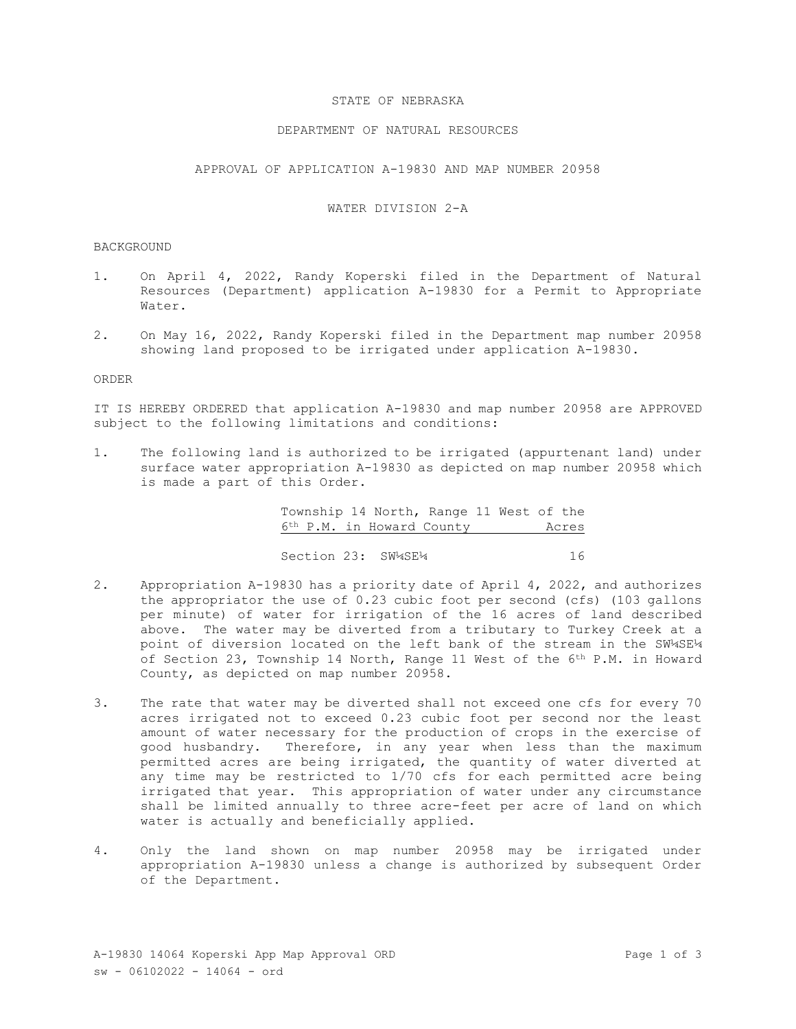STATE OF NEBRASKA

DEPARTMENT OF NATURAL RESOURCES

APPROVAL OF APPLICATION A-19830 AND MAP NUMBER 20958

WATER DIVISION 2-A

BACKGROUND

1. On April 4, 2022, Randy Koperski filed in the Department of Natural Resources (Department) application A-19830 for a Permit to Appropriate Water.

2. On May 16, 2022, Randy Koperski filed in the Department map number 20958 showing land proposed to be irrigated under application A-19830.

ORDER

IT IS HEREBY ORDERED that application A-19830 and map number 20958 are APPROVED subject to the following limitations and conditions:

1. The following land is authorized to be irrigated (appurtenant land) under surface water appropriation A-19830 as depicted on map number 20958 which is made a part of this Order.

| Township 14 North, Range 11 West of the 6th P.M. in Howard County | Acres |
|---|---|
| Section 23: SW¼SE¼ | 16 |

2. Appropriation A-19830 has a priority date of April 4, 2022, and authorizes the appropriator the use of 0.23 cubic foot per second (cfs) (103 gallons per minute) of water for irrigation of the 16 acres of land described above. The water may be diverted from a tributary to Turkey Creek at a point of diversion located on the left bank of the stream in the SW¼SE¼ of Section 23, Township 14 North, Range 11 West of the 6th P.M. in Howard County, as depicted on map number 20958.

3. The rate that water may be diverted shall not exceed one cfs for every 70 acres irrigated not to exceed 0.23 cubic foot per second nor the least amount of water necessary for the production of crops in the exercise of good husbandry. Therefore, in any year when less than the maximum permitted acres are being irrigated, the quantity of water diverted at any time may be restricted to 1/70 cfs for each permitted acre being irrigated that year. This appropriation of water under any circumstance shall be limited annually to three acre-feet per acre of land on which water is actually and beneficially applied.

4. Only the land shown on map number 20958 may be irrigated under appropriation A-19830 unless a change is authorized by subsequent Order of the Department.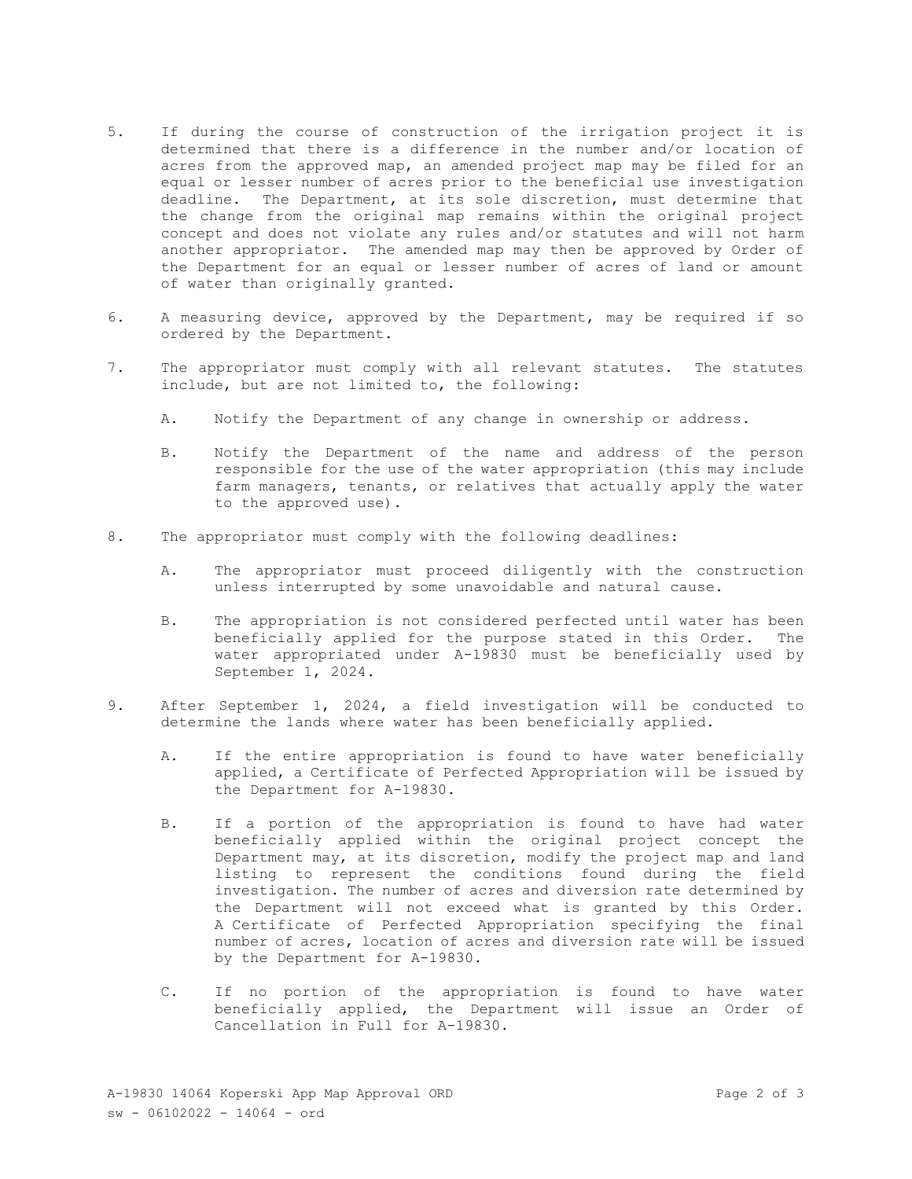5. If during the course of construction of the irrigation project it is determined that there is a difference in the number and/or location of acres from the approved map, an amended project map may be filed for an equal or lesser number of acres prior to the beneficial use investigation deadline. The Department, at its sole discretion, must determine that the change from the original map remains within the original project concept and does not violate any rules and/or statutes and will not harm another appropriator. The amended map may then be approved by Order of the Department for an equal or lesser number of acres of land or amount of water than originally granted.

6. A measuring device, approved by the Department, may be required if so ordered by the Department.

7. The appropriator must comply with all relevant statutes. The statutes include, but are not limited to, the following:

   A. Notify the Department of any change in ownership or address.

   B. Notify the Department of the name and address of the person responsible for the use of the water appropriation (this may include farm managers, tenants, or relatives that actually apply the water to the approved use).

8. The appropriator must comply with the following deadlines:

   A. The appropriator must proceed diligently with the construction unless interrupted by some unavoidable and natural cause.

   B. The appropriation is not considered perfected until water has been beneficially applied for the purpose stated in this Order. The water appropriated under A-19830 must be beneficially used by September 1, 2024.

9. After September 1, 2024, a field investigation will be conducted to determine the lands where water has been beneficially applied.

   A. If the entire appropriation is found to have water beneficially applied, a Certificate of Perfected Appropriation will be issued by the Department for A-19830.

   B. If a portion of the appropriation is found to have had water beneficially applied within the original project concept the Department may, at its discretion, modify the project map and land listing to represent the conditions found during the field investigation. The number of acres and diversion rate determined by the Department will not exceed what is granted by this Order. A Certificate of Perfected Appropriation specifying the final number of acres, location of acres and diversion rate will be issued by the Department for A-19830.

   C. If no portion of the appropriation is found to have water beneficially applied, the Department will issue an Order of Cancellation in Full for A-19830.

A-19830 14064 Koperski App Map Approval ORD
sw - 06102022 - 14064 - ord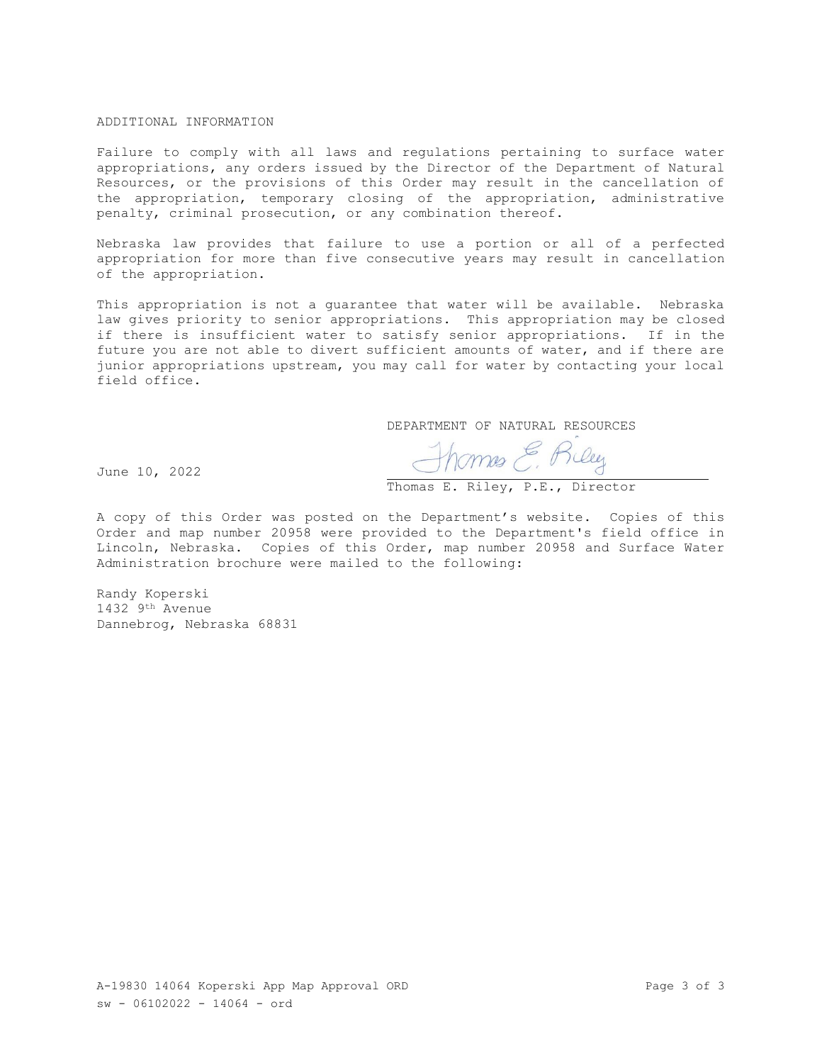ADDITIONAL INFORMATION

Failure to comply with all laws and regulations pertaining to surface water appropriations, any orders issued by the Director of the Department of Natural Resources, or the provisions of this Order may result in the cancellation of the appropriation, temporary closing of the appropriation, administrative penalty, criminal prosecution, or any combination thereof.

Nebraska law provides that failure to use a portion or all of a perfected appropriation for more than five consecutive years may result in cancellation of the appropriation.

This appropriation is not a guarantee that water will be available. Nebraska law gives priority to senior appropriations. This appropriation may be closed if there is insufficient water to satisfy senior appropriations. If in the future you are not able to divert sufficient amounts of water, and if there are junior appropriations upstream, you may call for water by contacting your local field office.

DEPARTMENT OF NATURAL RESOURCES

June 10, 2022

Thomas E. Riley, P.E., Director

A copy of this Order was posted on the Department's website. Copies of this Order and map number 20958 were provided to the Department's field office in Lincoln, Nebraska. Copies of this Order, map number 20958 and Surface Water Administration brochure were mailed to the following:

Randy Koperski
1432 9th Avenue
Dannebrog, Nebraska 68831

A-19830 14064 Koperski App Map Approval ORD
sw - 06102022 - 14064 - ord